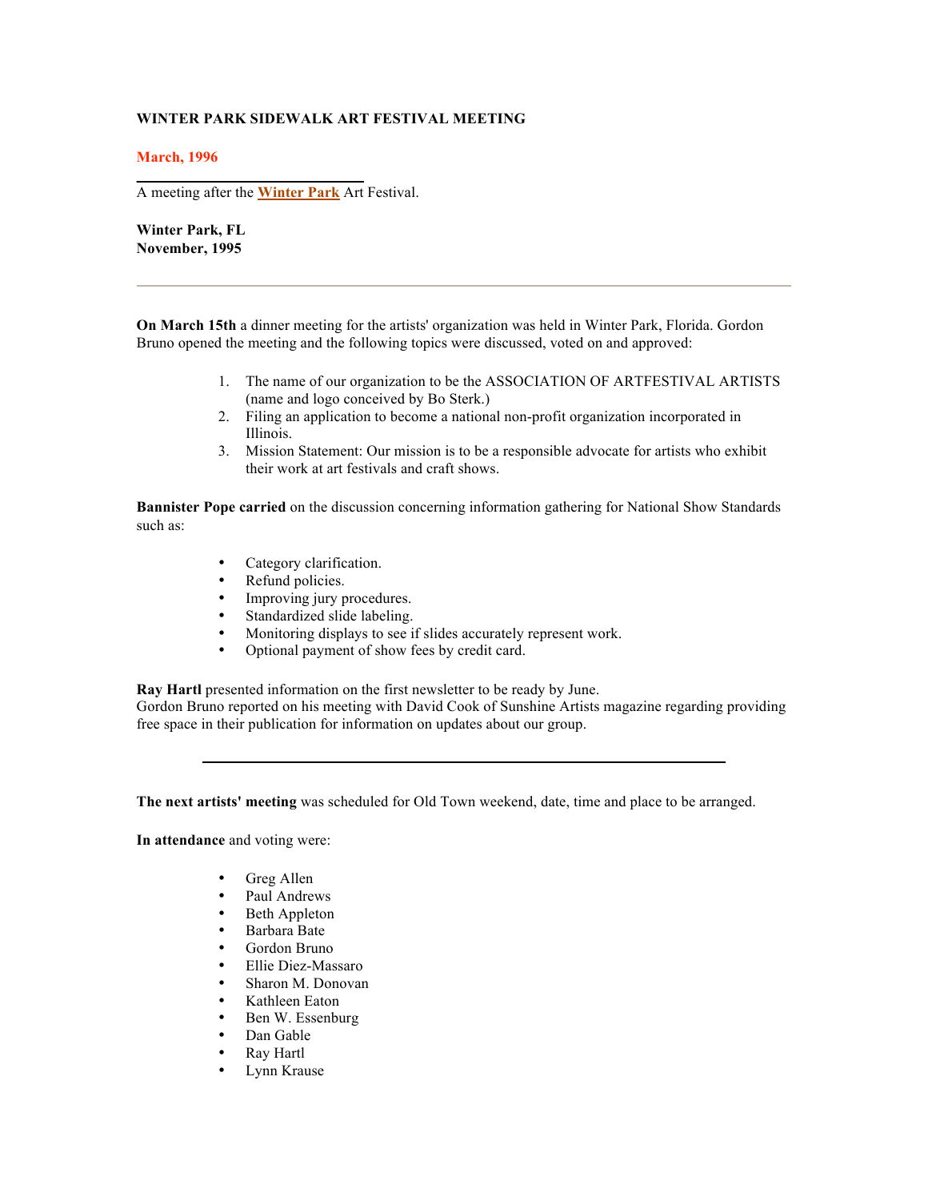**WINTER PARK SIDEWALK ART FESTIVAL MEETING**

**March, 1996**

---

A meeting after the **Winter Park** Art Festival.

**Winter Park, FL**
**November, 1995**

---

**On March 15th** a dinner meeting for the artists' organization was held in Winter Park, Florida. Gordon Bruno opened the meeting and the following topics were discussed, voted on and approved:

1. The name of our organization to be the ASSOCIATION OF ARTFESTIVAL ARTISTS (name and logo conceived by Bo Sterk.)
2. Filing an application to become a national non-profit organization incorporated in Illinois.
3. Mission Statement: Our mission is to be a responsible advocate for artists who exhibit their work at art festivals and craft shows.

**Bannister Pope carried** on the discussion concerning information gathering for National Show Standards such as:

- Category clarification.
- Refund policies.
- Improving jury procedures.
- Standardized slide labeling.
- Monitoring displays to see if slides accurately represent work.
- Optional payment of show fees by credit card.

**Ray Hartl** presented information on the first newsletter to be ready by June.
Gordon Bruno reported on his meeting with David Cook of Sunshine Artists magazine regarding providing free space in their publication for information on updates about our group.

---

**The next artists' meeting** was scheduled for Old Town weekend, date, time and place to be arranged.

**In attendance** and voting were:

- Greg Allen
- Paul Andrews
- Beth Appleton
- Barbara Bate
- Gordon Bruno
- Ellie Diez-Massaro
- Sharon M. Donovan
- Kathleen Eaton
- Ben W. Essenburg
- Dan Gable
- Ray Hartl
- Lynn Krause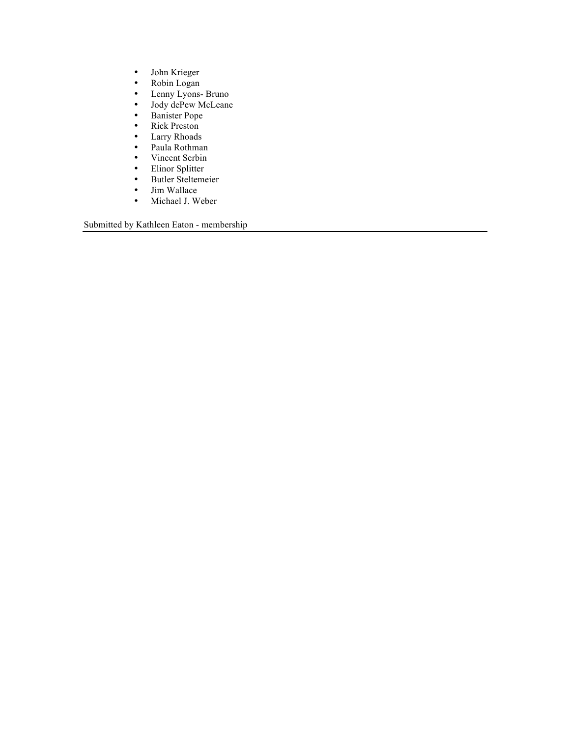- John Krieger
- Robin Logan
- Lenny Lyons- Bruno
- Jody dePew McLeane
- Banister Pope
- Rick Preston
- Larry Rhoads
- Paula Rothman
- Vincent Serbin
- Elinor Splitter
- Butler Steltemeier
- Jim Wallace
- Michael J. Weber

Submitted by Kathleen Eaton - membership

---